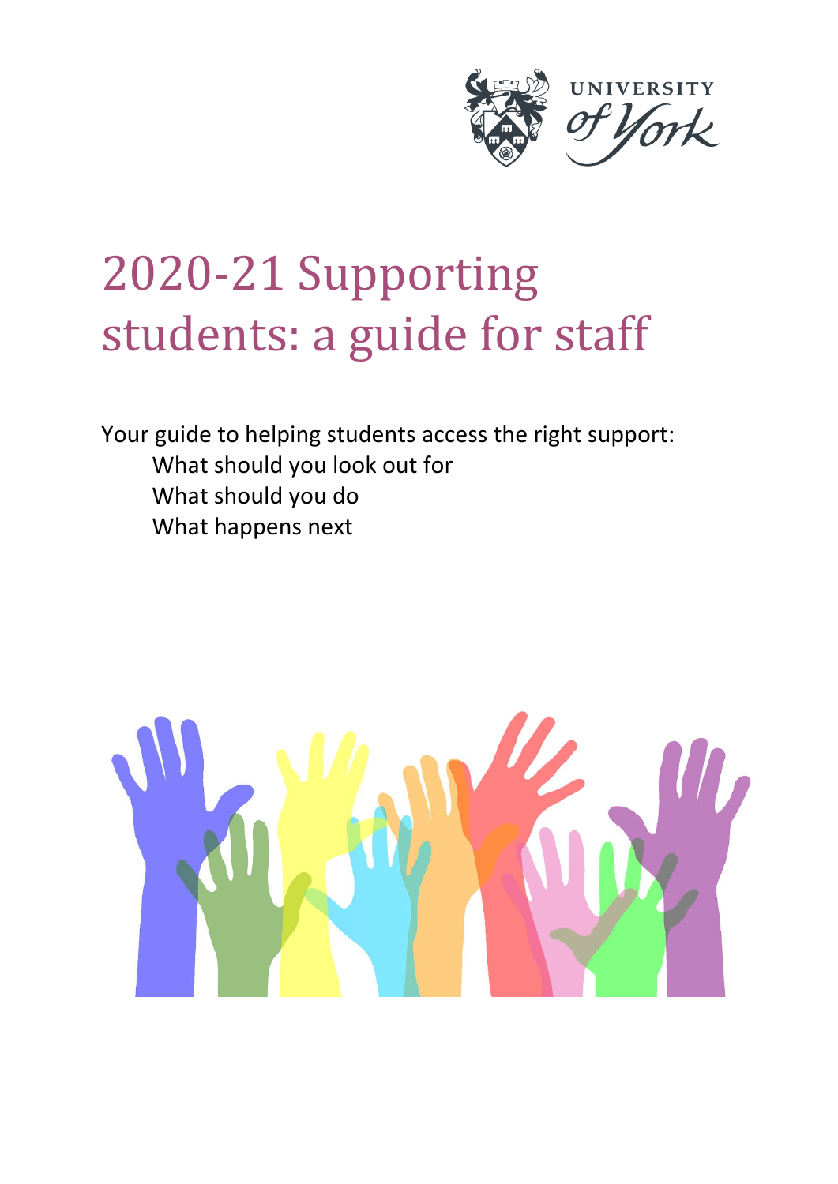# 2020-21 Supporting students: a guide for staff

Your guide to helping students access the right support:

- What should you look out for
- What should you do
- What happens next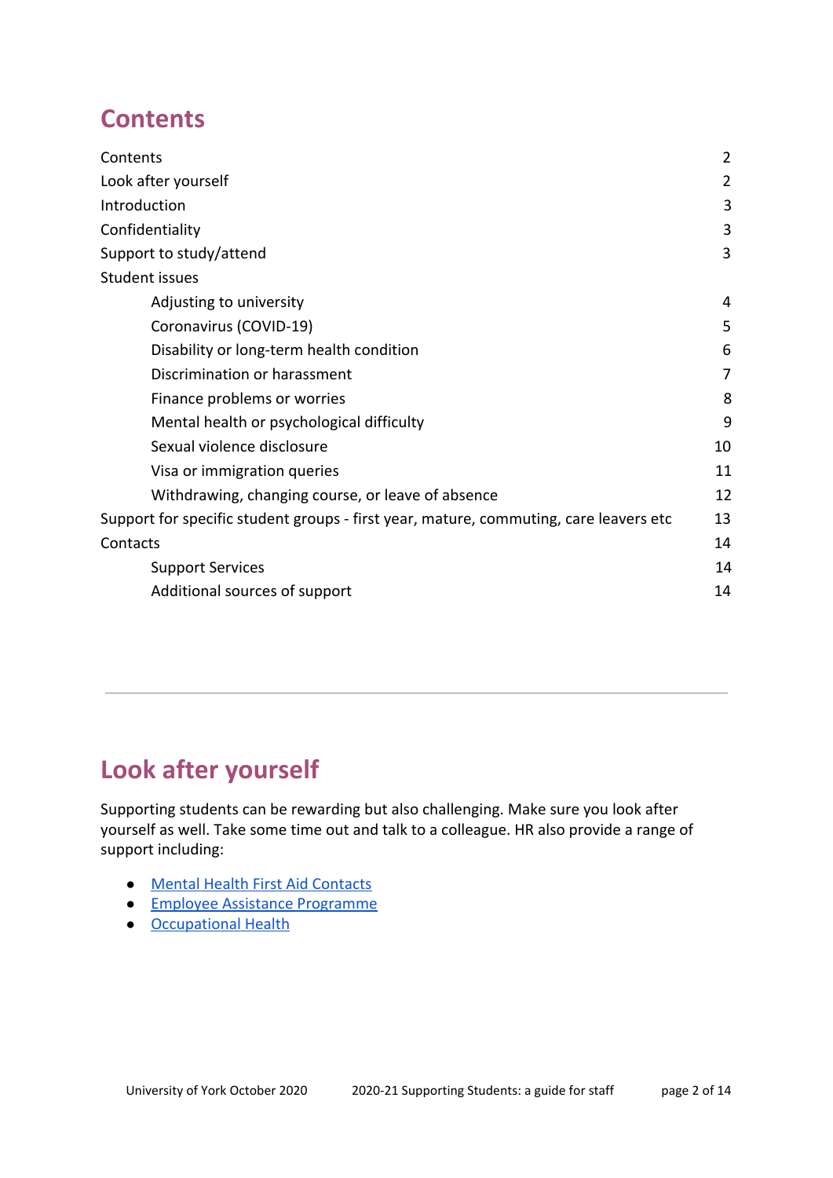## Contents

| | |
|---|---|
| Contents | 2 |
| Look after yourself | 2 |
| Introduction | 3 |
| Confidentiality | 3 |
| Support to study/attend | 3 |
| Student issues | |
| &nbsp;&nbsp;&nbsp;&nbsp;Adjusting to university | 4 |
| &nbsp;&nbsp;&nbsp;&nbsp;Coronavirus (COVID-19) | 5 |
| &nbsp;&nbsp;&nbsp;&nbsp;Disability or long-term health condition | 6 |
| &nbsp;&nbsp;&nbsp;&nbsp;Discrimination or harassment | 7 |
| &nbsp;&nbsp;&nbsp;&nbsp;Finance problems or worries | 8 |
| &nbsp;&nbsp;&nbsp;&nbsp;Mental health or psychological difficulty | 9 |
| &nbsp;&nbsp;&nbsp;&nbsp;Sexual violence disclosure | 10 |
| &nbsp;&nbsp;&nbsp;&nbsp;Visa or immigration queries | 11 |
| &nbsp;&nbsp;&nbsp;&nbsp;Withdrawing, changing course, or leave of absence | 12 |
| Support for specific student groups - first year, mature, commuting, care leavers etc | 13 |
| Contacts | 14 |
| &nbsp;&nbsp;&nbsp;&nbsp;Support Services | 14 |
| &nbsp;&nbsp;&nbsp;&nbsp;Additional sources of support | 14 |

---

## Look after yourself

Supporting students can be rewarding but also challenging. Make sure you look after yourself as well. Take some time out and talk to a colleague. HR also provide a range of support including:

- Mental Health First Aid Contacts
- Employee Assistance Programme
- Occupational Health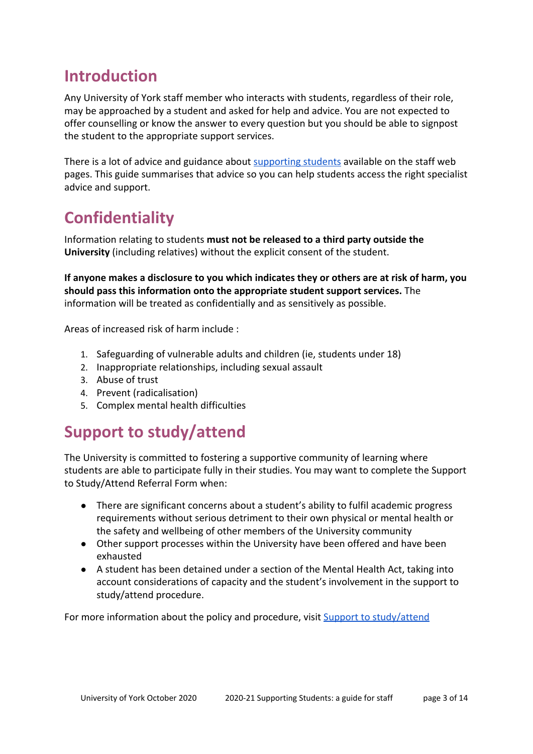## Introduction

Any University of York staff member who interacts with students, regardless of their role, may be approached by a student and asked for help and advice. You are not expected to offer counselling or know the answer to every question but you should be able to signpost the student to the appropriate support services.

There is a lot of advice and guidance about supporting students available on the staff web pages. This guide summarises that advice so you can help students access the right specialist advice and support.

## Confidentiality

Information relating to students **must not be released to a third party outside the University** (including relatives) without the explicit consent of the student.

**If anyone makes a disclosure to you which indicates they or others are at risk of harm, you should pass this information onto the appropriate student support services.** The information will be treated as confidentially and as sensitively as possible.

Areas of increased risk of harm include :

1. Safeguarding of vulnerable adults and children (ie, students under 18)
2. Inappropriate relationships, including sexual assault
3. Abuse of trust
4. Prevent (radicalisation)
5. Complex mental health difficulties

## Support to study/attend

The University is committed to fostering a supportive community of learning where students are able to participate fully in their studies. You may want to complete the Support to Study/Attend Referral Form when:

- There are significant concerns about a student's ability to fulfil academic progress requirements without serious detriment to their own physical or mental health or the safety and wellbeing of other members of the University community
- Other support processes within the University have been offered and have been exhausted
- A student has been detained under a section of the Mental Health Act, taking into account considerations of capacity and the student's involvement in the support to study/attend procedure.

For more information about the policy and procedure, visit Support to study/attend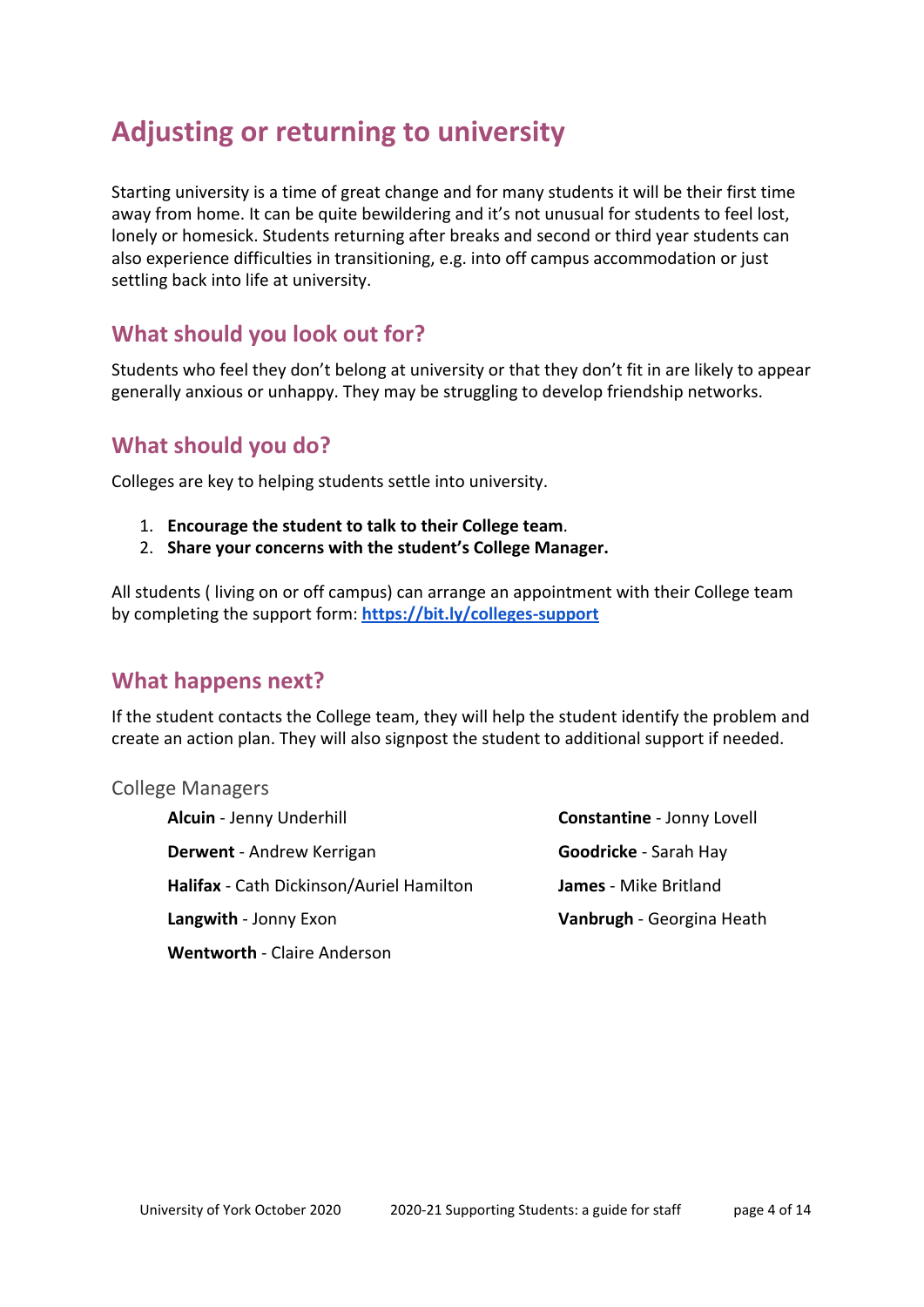# Adjusting or returning to university

Starting university is a time of great change and for many students it will be their first time away from home. It can be quite bewildering and it's not unusual for students to feel lost, lonely or homesick. Students returning after breaks and second or third year students can also experience difficulties in transitioning, e.g. into off campus accommodation or just settling back into life at university.

## What should you look out for?

Students who feel they don't belong at university or that they don't fit in are likely to appear generally anxious or unhappy. They may be struggling to develop friendship networks.

## What should you do?

Colleges are key to helping students settle into university.

1. **Encourage the student to talk to their College team**.
2. **Share your concerns with the student's College Manager.**

All students ( living on or off campus) can arrange an appointment with their College team by completing the support form: **https://bit.ly/colleges-support**

## What happens next?

If the student contacts the College team, they will help the student identify the problem and create an action plan. They will also signpost the student to additional support if needed.

### College Managers

**Alcuin** - Jenny Underhill

**Derwent** - Andrew Kerrigan

**Halifax** - Cath Dickinson/Auriel Hamilton

**Langwith** - Jonny Exon

**Wentworth** - Claire Anderson

**Constantine** - Jonny Lovell

**Goodricke** - Sarah Hay

**James** - Mike Britland

**Vanbrugh** - Georgina Heath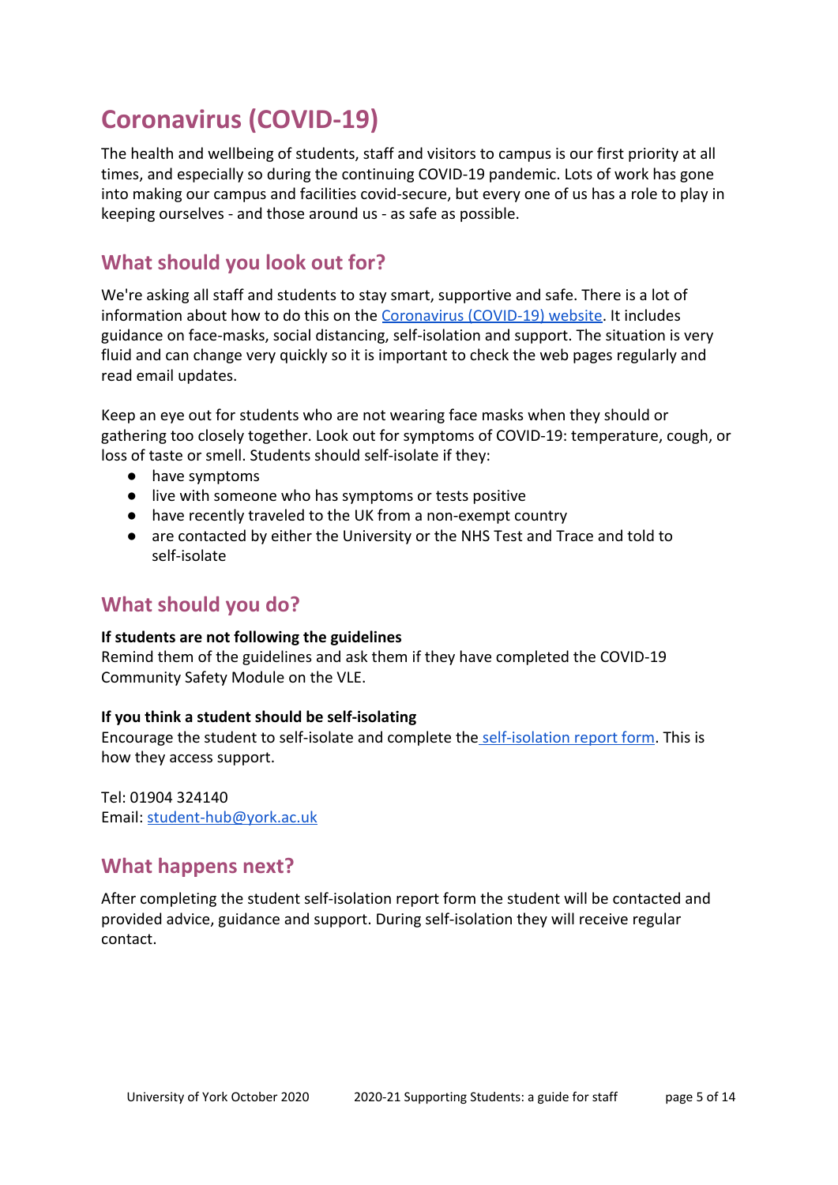# Coronavirus (COVID-19)

The health and wellbeing of students, staff and visitors to campus is our first priority at all times, and especially so during the continuing COVID-19 pandemic. Lots of work has gone into making our campus and facilities covid-secure, but every one of us has a role to play in keeping ourselves - and those around us - as safe as possible.

## What should you look out for?

We're asking all staff and students to stay smart, supportive and safe. There is a lot of information about how to do this on the Coronavirus (COVID-19) website. It includes guidance on face-masks, social distancing, self-isolation and support. The situation is very fluid and can change very quickly so it is important to check the web pages regularly and read email updates.

Keep an eye out for students who are not wearing face masks when they should or gathering too closely together. Look out for symptoms of COVID-19: temperature, cough, or loss of taste or smell. Students should self-isolate if they:

- have symptoms
- live with someone who has symptoms or tests positive
- have recently traveled to the UK from a non-exempt country
- are contacted by either the University or the NHS Test and Trace and told to self-isolate

## What should you do?

**If students are not following the guidelines**
Remind them of the guidelines and ask them if they have completed the COVID-19 Community Safety Module on the VLE.

**If you think a student should be self-isolating**
Encourage the student to self-isolate and complete the self-isolation report form. This is how they access support.

Tel: 01904 324140
Email: student-hub@york.ac.uk

## What happens next?

After completing the student self-isolation report form the student will be contacted and provided advice, guidance and support. During self-isolation they will receive regular contact.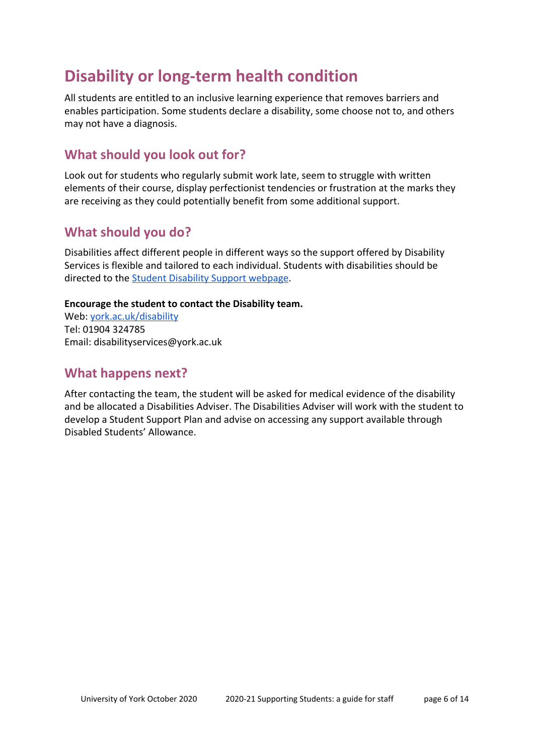# Disability or long-term health condition

All students are entitled to an inclusive learning experience that removes barriers and enables participation. Some students declare a disability, some choose not to, and others may not have a diagnosis.

## What should you look out for?

Look out for students who regularly submit work late, seem to struggle with written elements of their course, display perfectionist tendencies or frustration at the marks they are receiving as they could potentially benefit from some additional support.

## What should you do?

Disabilities affect different people in different ways so the support offered by Disability Services is flexible and tailored to each individual. Students with disabilities should be directed to the [Student Disability Support webpage](york.ac.uk/disability).

**Encourage the student to contact the Disability team.**
Web: [york.ac.uk/disability](york.ac.uk/disability)
Tel: 01904 324785
Email: disabilityservices@york.ac.uk

## What happens next?

After contacting the team, the student will be asked for medical evidence of the disability and be allocated a Disabilities Adviser. The Disabilities Adviser will work with the student to develop a Student Support Plan and advise on accessing any support available through Disabled Students' Allowance.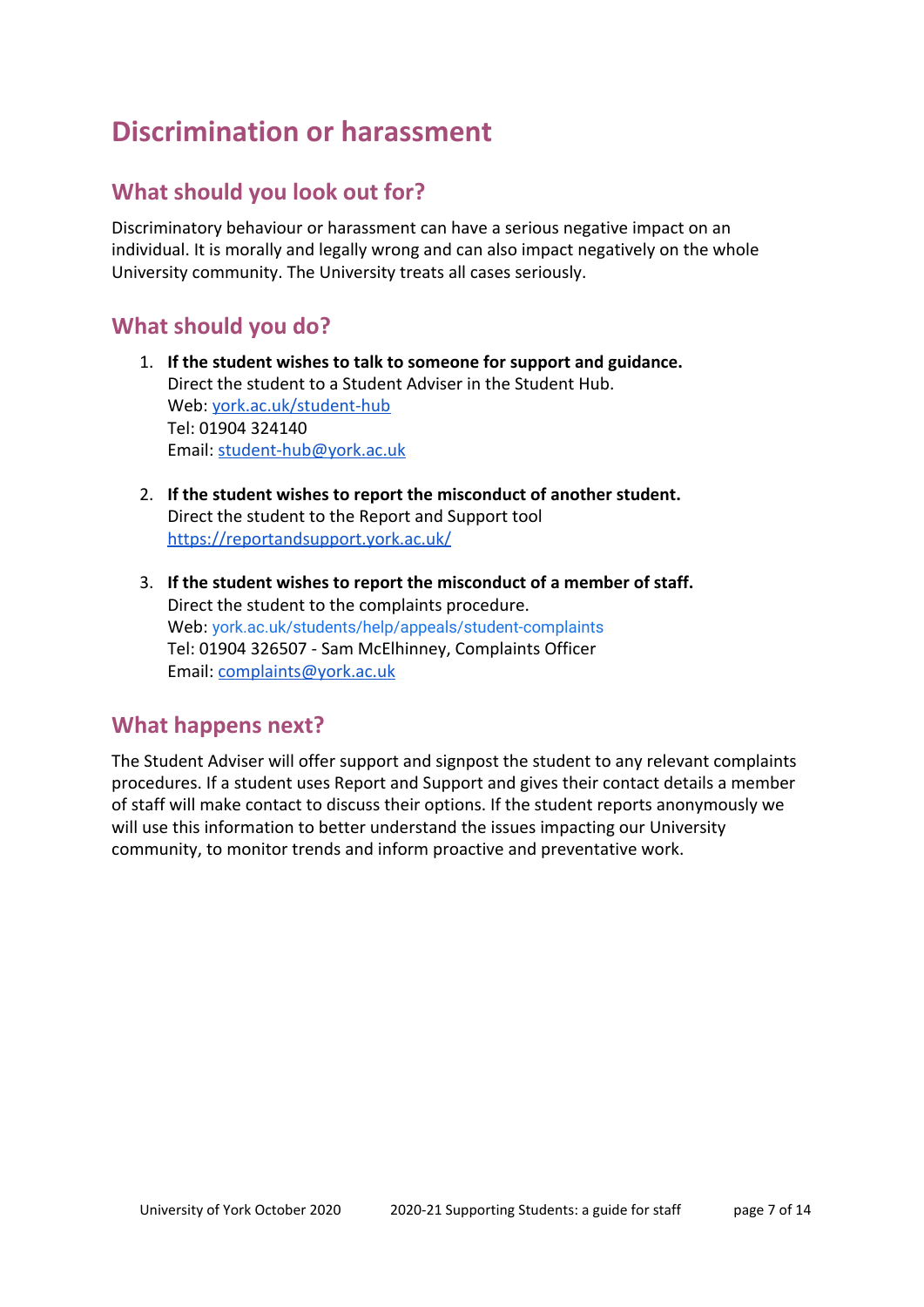# Discrimination or harassment

## What should you look out for?

Discriminatory behaviour or harassment can have a serious negative impact on an individual. It is morally and legally wrong and can also impact negatively on the whole University community. The University treats all cases seriously.

## What should you do?

1. **If the student wishes to talk to someone for support and guidance.**
   Direct the student to a Student Adviser in the Student Hub.
   Web: [york.ac.uk/student-hub](york.ac.uk/student-hub)
   Tel: 01904 324140
   Email: [student-hub@york.ac.uk](mailto:student-hub@york.ac.uk)

2. **If the student wishes to report the misconduct of another student.**
   Direct the student to the Report and Support tool
   [https://reportandsupport.york.ac.uk/](https://reportandsupport.york.ac.uk/)

3. **If the student wishes to report the misconduct of a member of staff.**
   Direct the student to the complaints procedure.
   Web: york.ac.uk/students/help/appeals/student-complaints
   Tel: 01904 326507 - Sam McElhinney, Complaints Officer
   Email: [complaints@york.ac.uk](mailto:complaints@york.ac.uk)

## What happens next?

The Student Adviser will offer support and signpost the student to any relevant complaints procedures. If a student uses Report and Support and gives their contact details a member of staff will make contact to discuss their options. If the student reports anonymously we will use this information to better understand the issues impacting our University community, to monitor trends and inform proactive and preventative work.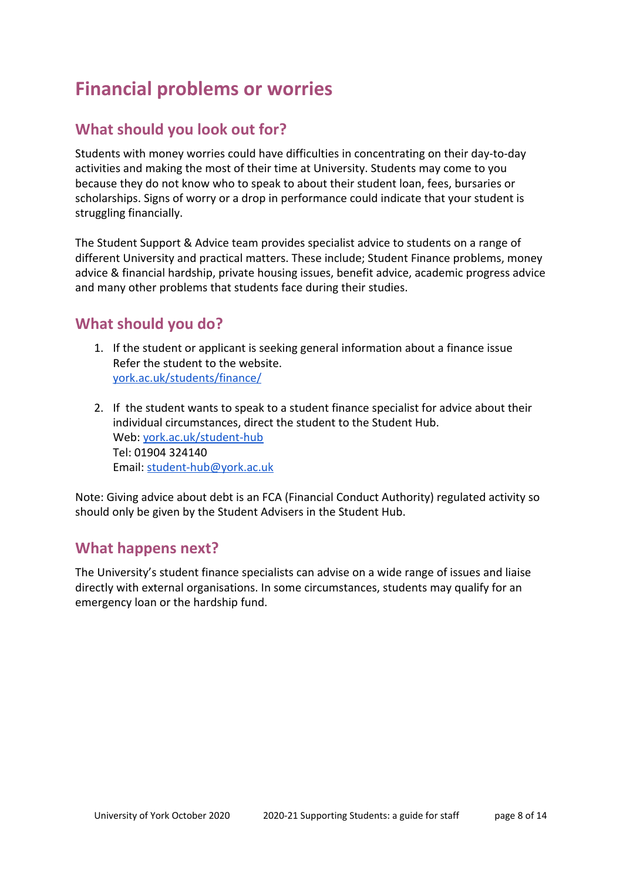# Financial problems or worries

## What should you look out for?

Students with money worries could have difficulties in concentrating on their day-to-day activities and making the most of their time at University. Students may come to you because they do not know who to speak to about their student loan, fees, bursaries or scholarships. Signs of worry or a drop in performance could indicate that your student is struggling financially.

The Student Support & Advice team provides specialist advice to students on a range of different University and practical matters. These include; Student Finance problems, money advice & financial hardship, private housing issues, benefit advice, academic progress advice and many other problems that students face during their studies.

## What should you do?

1. If the student or applicant is seeking general information about a finance issue Refer the student to the website.
   [york.ac.uk/students/finance/](york.ac.uk/students/finance/)

2. If the student wants to speak to a student finance specialist for advice about their individual circumstances, direct the student to the Student Hub.
   Web: [york.ac.uk/student-hub](york.ac.uk/student-hub)
   Tel: 01904 324140
   Email: [student-hub@york.ac.uk](mailto:student-hub@york.ac.uk)

Note: Giving advice about debt is an FCA (Financial Conduct Authority) regulated activity so should only be given by the Student Advisers in the Student Hub.

## What happens next?

The University's student finance specialists can advise on a wide range of issues and liaise directly with external organisations. In some circumstances, students may qualify for an emergency loan or the hardship fund.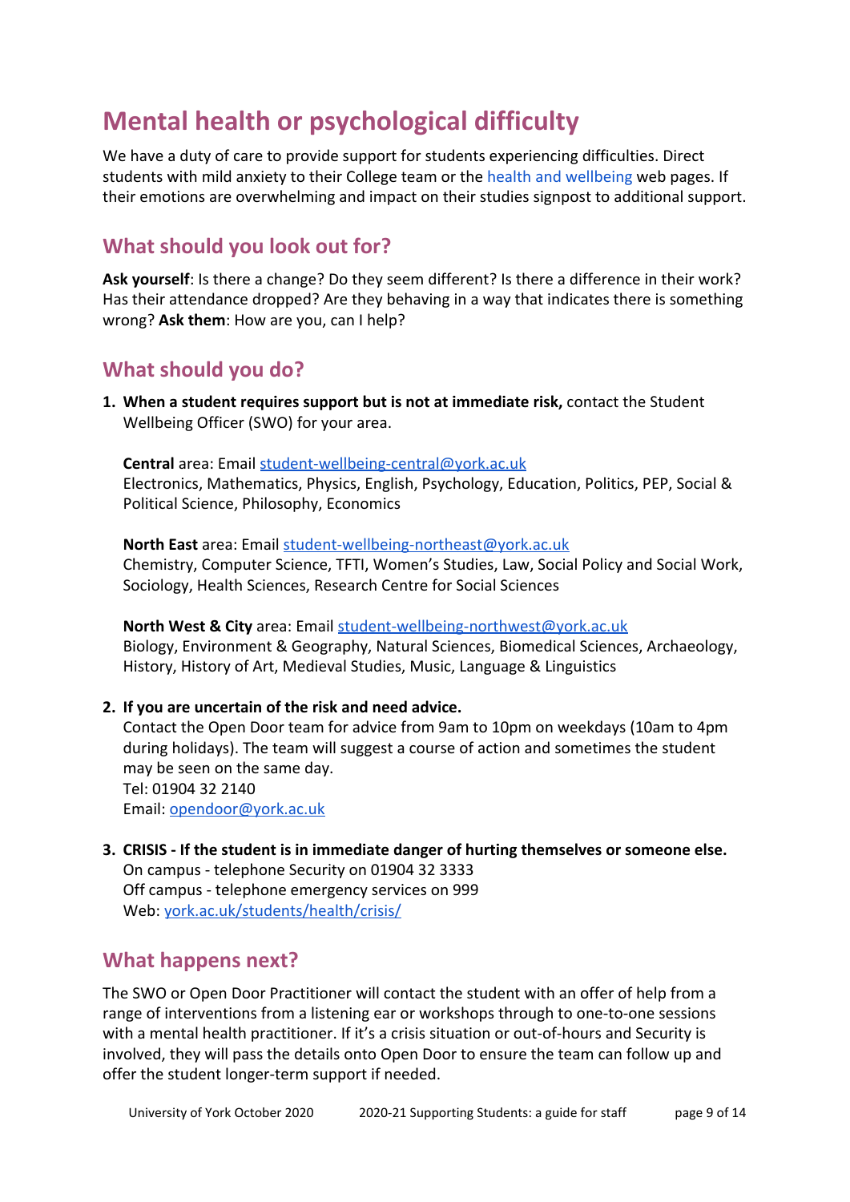# Mental health or psychological difficulty

We have a duty of care to provide support for students experiencing difficulties. Direct students with mild anxiety to their College team or the health and wellbeing web pages. If their emotions are overwhelming and impact on their studies signpost to additional support.

## What should you look out for?

**Ask yourself**: Is there a change? Do they seem different? Is there a difference in their work? Has their attendance dropped? Are they behaving in a way that indicates there is something wrong? **Ask them**: How are you, can I help?

## What should you do?

1. **When a student requires support but is not at immediate risk,** contact the Student Wellbeing Officer (SWO) for your area.

   **Central** area: Email student-wellbeing-central@york.ac.uk
   Electronics, Mathematics, Physics, English, Psychology, Education, Politics, PEP, Social & Political Science, Philosophy, Economics

   **North East** area: Email student-wellbeing-northeast@york.ac.uk
   Chemistry, Computer Science, TFTI, Women's Studies, Law, Social Policy and Social Work, Sociology, Health Sciences, Research Centre for Social Sciences

   **North West & City** area: Email student-wellbeing-northwest@york.ac.uk
   Biology, Environment & Geography, Natural Sciences, Biomedical Sciences, Archaeology, History, History of Art, Medieval Studies, Music, Language & Linguistics

2. **If you are uncertain of the risk and need advice.**
   Contact the Open Door team for advice from 9am to 10pm on weekdays (10am to 4pm during holidays). The team will suggest a course of action and sometimes the student may be seen on the same day.
   Tel: 01904 32 2140
   Email: opendoor@york.ac.uk

3. **CRISIS - If the student is in immediate danger of hurting themselves or someone else.**
   On campus - telephone Security on 01904 32 3333
   Off campus - telephone emergency services on 999
   Web: york.ac.uk/students/health/crisis/

## What happens next?

The SWO or Open Door Practitioner will contact the student with an offer of help from a range of interventions from a listening ear or workshops through to one-to-one sessions with a mental health practitioner. If it's a crisis situation or out-of-hours and Security is involved, they will pass the details onto Open Door to ensure the team can follow up and offer the student longer-term support if needed.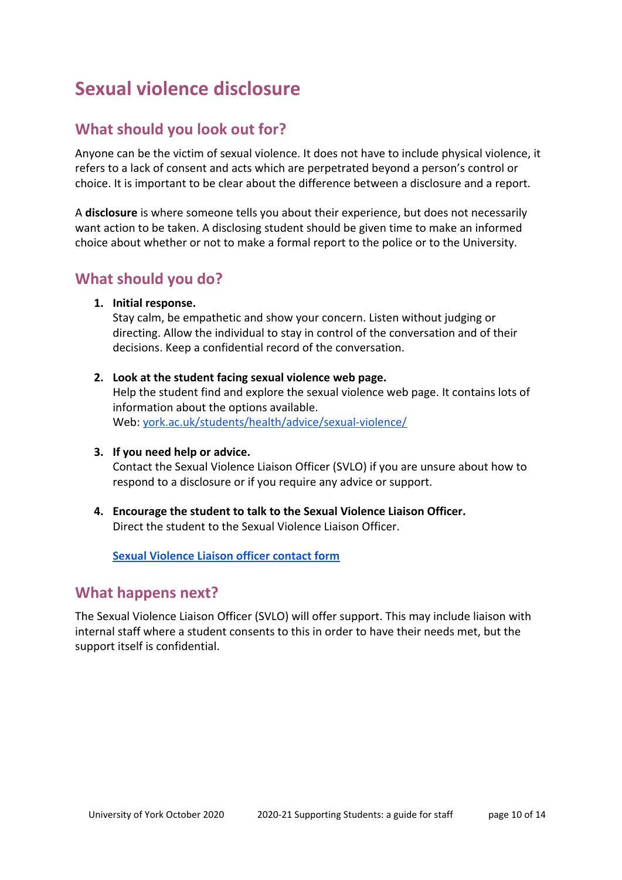# Sexual violence disclosure

## What should you look out for?

Anyone can be the victim of sexual violence. It does not have to include physical violence, it refers to a lack of consent and acts which are perpetrated beyond a person's control or choice. It is important to be clear about the difference between a disclosure and a report.

A **disclosure** is where someone tells you about their experience, but does not necessarily want action to be taken. A disclosing student should be given time to make an informed choice about whether or not to make a formal report to the police or to the University.

## What should you do?

1. **Initial response.**
   Stay calm, be empathetic and show your concern. Listen without judging or directing. Allow the individual to stay in control of the conversation and of their decisions. Keep a confidential record of the conversation.

2. **Look at the student facing sexual violence web page.**
   Help the student find and explore the sexual violence web page. It contains lots of information about the options available.
   Web: [york.ac.uk/students/health/advice/sexual-violence/](york.ac.uk/students/health/advice/sexual-violence/)

3. **If you need help or advice.**
   Contact the Sexual Violence Liaison Officer (SVLO) if you are unsure about how to respond to a disclosure or if you require any advice or support.

4. **Encourage the student to talk to the Sexual Violence Liaison Officer.**
   Direct the student to the Sexual Violence Liaison Officer.

   **Sexual Violence Liaison officer contact form**

## What happens next?

The Sexual Violence Liaison Officer (SVLO) will offer support. This may include liaison with internal staff where a student consents to this in order to have their needs met, but the support itself is confidential.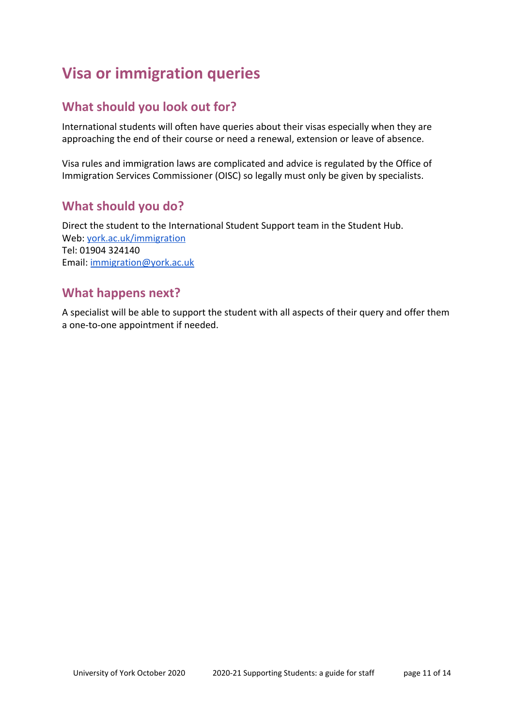# Visa or immigration queries

## What should you look out for?

International students will often have queries about their visas especially when they are approaching the end of their course or need a renewal, extension or leave of absence.

Visa rules and immigration laws are complicated and advice is regulated by the Office of Immigration Services Commissioner (OISC) so legally must only be given by specialists.

## What should you do?

Direct the student to the International Student Support team in the Student Hub.
Web: [york.ac.uk/immigration](york.ac.uk/immigration)
Tel: 01904 324140
Email: [immigration@york.ac.uk](mailto:immigration@york.ac.uk)

## What happens next?

A specialist will be able to support the student with all aspects of their query and offer them a one-to-one appointment if needed.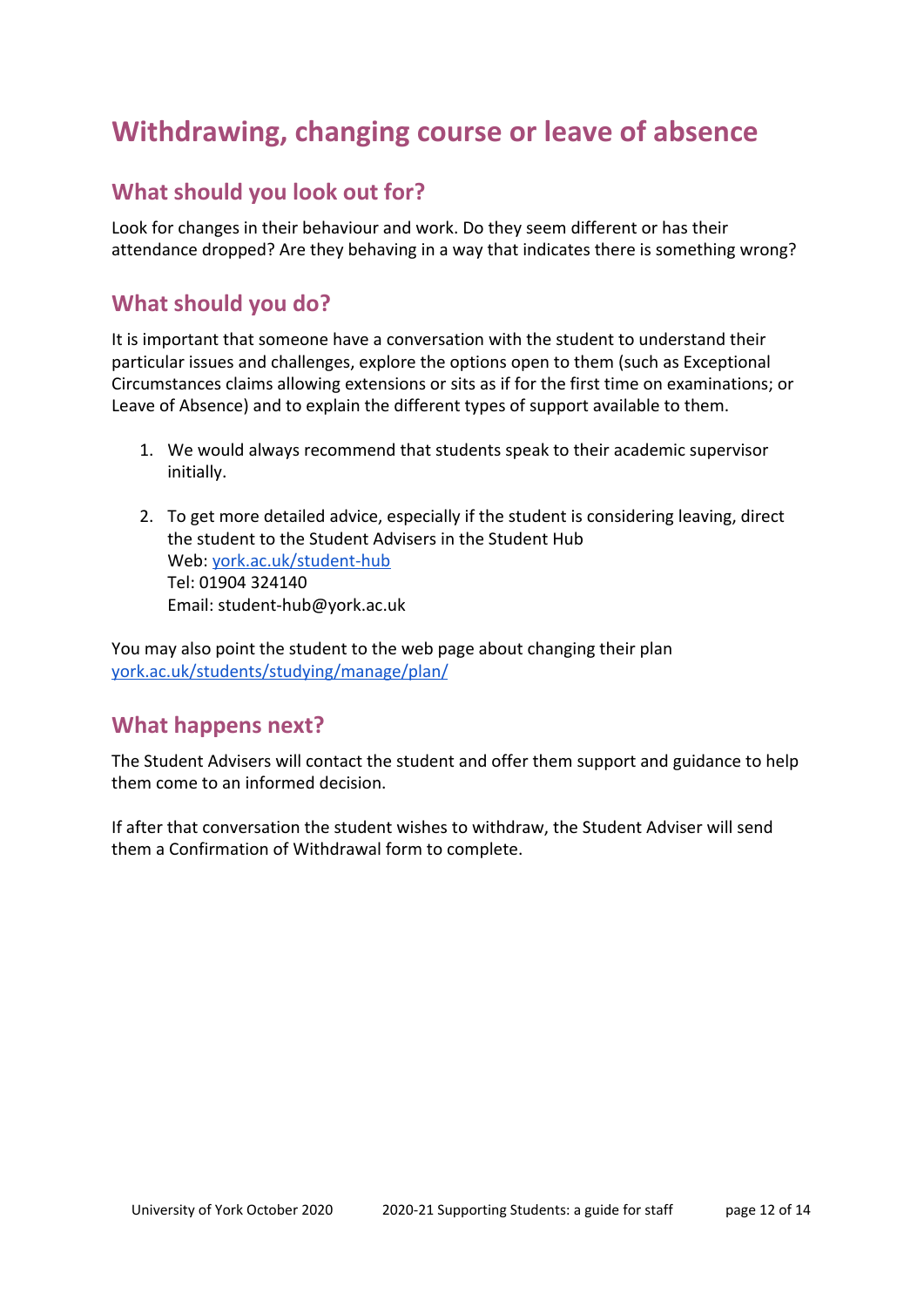# Withdrawing, changing course or leave of absence

## What should you look out for?

Look for changes in their behaviour and work. Do they seem different or has their attendance dropped? Are they behaving in a way that indicates there is something wrong?

## What should you do?

It is important that someone have a conversation with the student to understand their particular issues and challenges, explore the options open to them (such as Exceptional Circumstances claims allowing extensions or sits as if for the first time on examinations; or Leave of Absence) and to explain the different types of support available to them.

1. We would always recommend that students speak to their academic supervisor initially.

2. To get more detailed advice, especially if the student is considering leaving, direct the student to the Student Advisers in the Student Hub
   Web: [york.ac.uk/student-hub](york.ac.uk/student-hub)
   Tel: 01904 324140
   Email: student-hub@york.ac.uk

You may also point the student to the web page about changing their plan [york.ac.uk/students/studying/manage/plan/](york.ac.uk/students/studying/manage/plan/)

## What happens next?

The Student Advisers will contact the student and offer them support and guidance to help them come to an informed decision.

If after that conversation the student wishes to withdraw, the Student Adviser will send them a Confirmation of Withdrawal form to complete.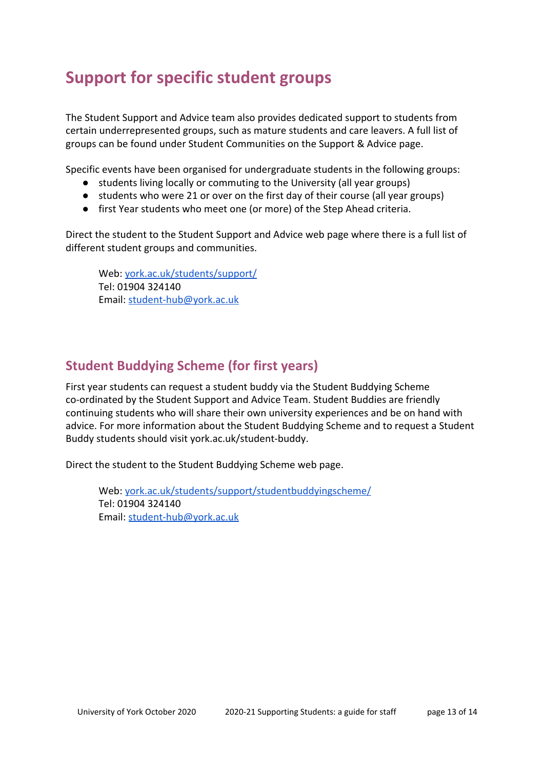# Support for specific student groups

The Student Support and Advice team also provides dedicated support to students from certain underrepresented groups, such as mature students and care leavers. A full list of groups can be found under Student Communities on the Support & Advice page.

Specific events have been organised for undergraduate students in the following groups:

- students living locally or commuting to the University (all year groups)
- students who were 21 or over on the first day of their course (all year groups)
- first Year students who meet one (or more) of the Step Ahead criteria.

Direct the student to the Student Support and Advice web page where there is a full list of different student groups and communities.

> Web: [york.ac.uk/students/support/](york.ac.uk/students/support/)
> Tel: 01904 324140
> Email: [student-hub@york.ac.uk](mailto:student-hub@york.ac.uk)

## Student Buddying Scheme (for first years)

First year students can request a student buddy via the Student Buddying Scheme co-ordinated by the Student Support and Advice Team. Student Buddies are friendly continuing students who will share their own university experiences and be on hand with advice. For more information about the Student Buddying Scheme and to request a Student Buddy students should visit york.ac.uk/student-buddy.

Direct the student to the Student Buddying Scheme web page.

> Web: [york.ac.uk/students/support/studentbuddyingscheme/](york.ac.uk/students/support/studentbuddyingscheme/)
> Tel: 01904 324140
> Email: [student-hub@york.ac.uk](mailto:student-hub@york.ac.uk)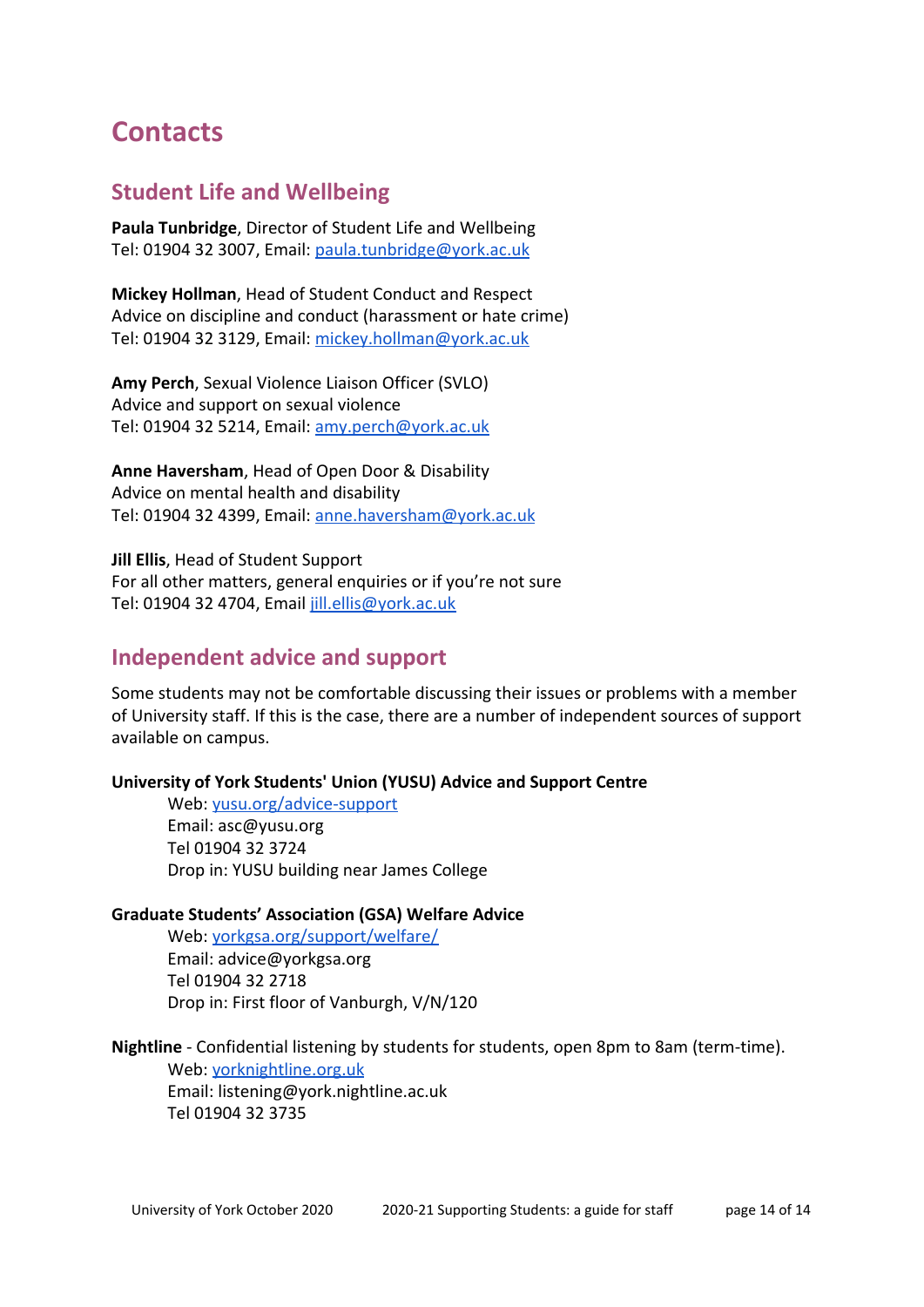# Contacts

## Student Life and Wellbeing

**Paula Tunbridge**, Director of Student Life and Wellbeing
Tel: 01904 32 3007, Email: paula.tunbridge@york.ac.uk

**Mickey Hollman**, Head of Student Conduct and Respect
Advice on discipline and conduct (harassment or hate crime)
Tel: 01904 32 3129, Email: mickey.hollman@york.ac.uk

**Amy Perch**, Sexual Violence Liaison Officer (SVLO)
Advice and support on sexual violence
Tel: 01904 32 5214, Email: amy.perch@york.ac.uk

**Anne Haversham**, Head of Open Door & Disability
Advice on mental health and disability
Tel: 01904 32 4399, Email: anne.haversham@york.ac.uk

**Jill Ellis**, Head of Student Support
For all other matters, general enquiries or if you're not sure
Tel: 01904 32 4704, Email jill.ellis@york.ac.uk

## Independent advice and support

Some students may not be comfortable discussing their issues or problems with a member of University staff. If this is the case, there are a number of independent sources of support available on campus.

**University of York Students' Union (YUSU) Advice and Support Centre**
Web: yusu.org/advice-support
Email: asc@yusu.org
Tel 01904 32 3724
Drop in: YUSU building near James College

**Graduate Students' Association (GSA) Welfare Advice**
Web: yorkgsa.org/support/welfare/
Email: advice@yorkgsa.org
Tel 01904 32 2718
Drop in: First floor of Vanburgh, V/N/120

**Nightline** - Confidential listening by students for students, open 8pm to 8am (term-time).
Web: yorknightline.org.uk
Email: listening@york.nightline.ac.uk
Tel 01904 32 3735